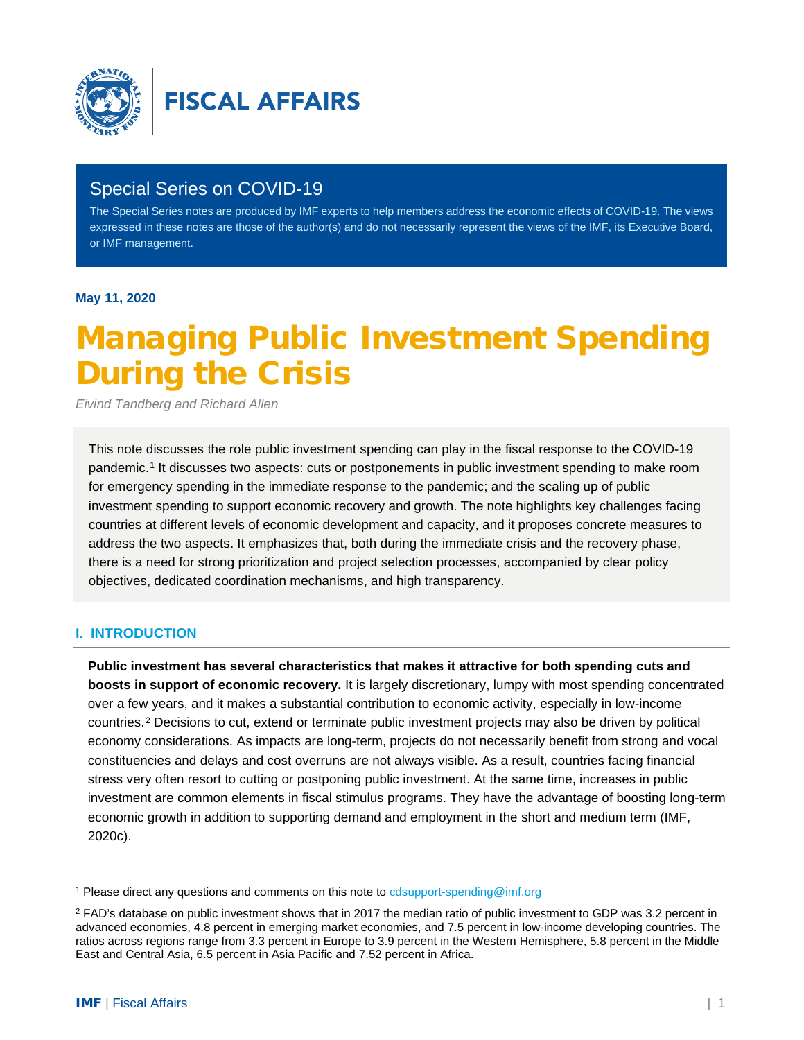FISCAL AFFAIRS

## Special Series on COVID-19

The Special Series notes are produced by IMF experts to help members address the economic effects of COVID-19. The views expressed in these notes are those of the author(s) and do not necessarily represent the views of the IMF, its Executive Board, or IMF management.

**May 11, 2020**

# Managing Public Investment Spending During the Crisis

*Eivind Tandberg and Richard Allen*

This note discusses the role public investment spending can play in the fiscal response to the COVID-19 pandemic.[1] It discusses two aspects: cuts or postponements in public investment spending to make room for emergency spending in the immediate response to the pandemic; and the scaling up of public investment spending to support economic recovery and growth. The note highlights key challenges facing countries at different levels of economic development and capacity, and it proposes concrete measures to address the two aspects. It emphasizes that, both during the immediate crisis and the recovery phase, there is a need for strong prioritization and project selection processes, accompanied by clear policy objectives, dedicated coordination mechanisms, and high transparency.

## I. INTRODUCTION

**Public investment has several characteristics that makes it attractive for both spending cuts and boosts in support of economic recovery.** It is largely discretionary, lumpy with most spending concentrated over a few years, and it makes a substantial contribution to economic activity, especially in low-income countries.[2] Decisions to cut, extend or terminate public investment projects may also be driven by political economy considerations. As impacts are long-term, projects do not necessarily benefit from strong and vocal constituencies and delays and cost overruns are not always visible. As a result, countries facing financial stress very often resort to cutting or postponing public investment. At the same time, increases in public investment are common elements in fiscal stimulus programs. They have the advantage of boosting long-term economic growth in addition to supporting demand and employment in the short and medium term (IMF, 2020c).

---

[1] Please direct any questions and comments on this note to cdsupport-spending@imf.org

[2] FAD's database on public investment shows that in 2017 the median ratio of public investment to GDP was 3.2 percent in advanced economies, 4.8 percent in emerging market economies, and 7.5 percent in low-income developing countries. The ratios across regions range from 3.3 percent in Europe to 3.9 percent in the Western Hemisphere, 5.8 percent in the Middle East and Central Asia, 6.5 percent in Asia Pacific and 7.52 percent in Africa.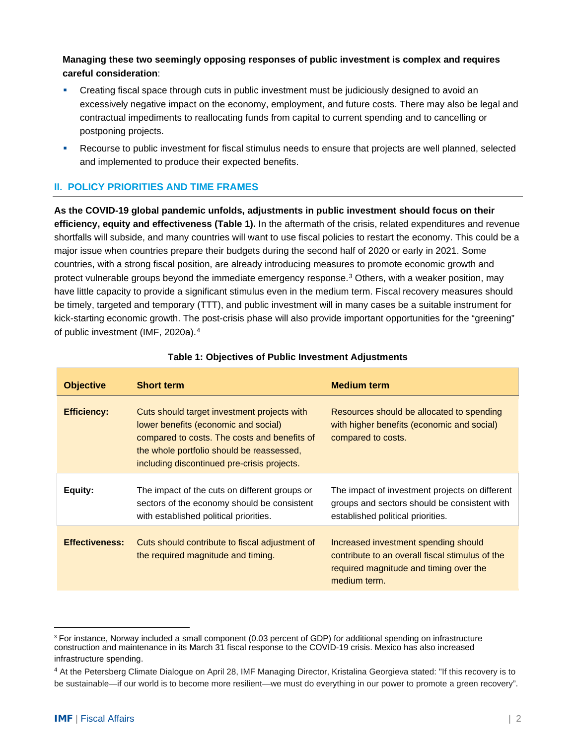**Managing these two seemingly opposing responses of public investment is complex and requires careful consideration**:

- Creating fiscal space through cuts in public investment must be judiciously designed to avoid an excessively negative impact on the economy, employment, and future costs. There may also be legal and contractual impediments to reallocating funds from capital to current spending and to cancelling or postponing projects.
- Recourse to public investment for fiscal stimulus needs to ensure that projects are well planned, selected and implemented to produce their expected benefits.

## II. POLICY PRIORITIES AND TIME FRAMES

**As the COVID-19 global pandemic unfolds, adjustments in public investment should focus on their efficiency, equity and effectiveness (Table 1).** In the aftermath of the crisis, related expenditures and revenue shortfalls will subside, and many countries will want to use fiscal policies to restart the economy. This could be a major issue when countries prepare their budgets during the second half of 2020 or early in 2021. Some countries, with a strong fiscal position, are already introducing measures to promote economic growth and protect vulnerable groups beyond the immediate emergency response.[3] Others, with a weaker position, may have little capacity to provide a significant stimulus even in the medium term. Fiscal recovery measures should be timely, targeted and temporary (TTT), and public investment will in many cases be a suitable instrument for kick-starting economic growth. The post-crisis phase will also provide important opportunities for the "greening" of public investment (IMF, 2020a).[4]

**Table 1: Objectives of Public Investment Adjustments**

| Objective | Short term | Medium term |
|---|---|---|
| **Efficiency:** | Cuts should target investment projects with lower benefits (economic and social) compared to costs. The costs and benefits of the whole portfolio should be reassessed, including discontinued pre-crisis projects. | Resources should be allocated to spending with higher benefits (economic and social) compared to costs. |
| **Equity:** | The impact of the cuts on different groups or sectors of the economy should be consistent with established political priorities. | The impact of investment projects on different groups and sectors should be consistent with established political priorities. |
| **Effectiveness:** | Cuts should contribute to fiscal adjustment of the required magnitude and timing. | Increased investment spending should contribute to an overall fiscal stimulus of the required magnitude and timing over the medium term. |

---

[3] For instance, Norway included a small component (0.03 percent of GDP) for additional spending on infrastructure construction and maintenance in its March 31 fiscal response to the COVID-19 crisis. Mexico has also increased infrastructure spending.

[4] At the Petersberg Climate Dialogue on April 28, IMF Managing Director, Kristalina Georgieva stated: "If this recovery is to be sustainable—if our world is to become more resilient—we must do everything in our power to promote a green recovery".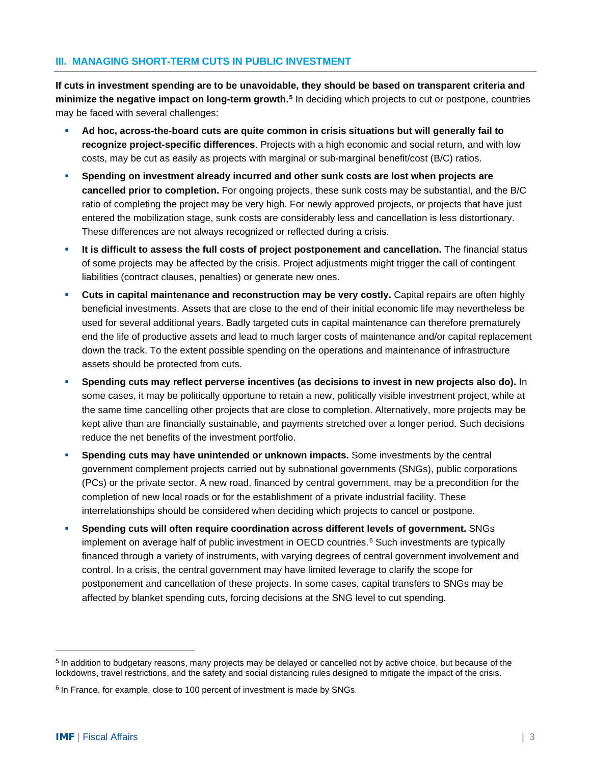## III. MANAGING SHORT-TERM CUTS IN PUBLIC INVESTMENT

**If cuts in investment spending are to be unavoidable, they should be based on transparent criteria and minimize the negative impact on long-term growth.**[5] In deciding which projects to cut or postpone, countries may be faced with several challenges:

- **Ad hoc, across-the-board cuts are quite common in crisis situations but will generally fail to recognize project-specific differences**. Projects with a high economic and social return, and with low costs, may be cut as easily as projects with marginal or sub-marginal benefit/cost (B/C) ratios.
- **Spending on investment already incurred and other sunk costs are lost when projects are cancelled prior to completion.** For ongoing projects, these sunk costs may be substantial, and the B/C ratio of completing the project may be very high. For newly approved projects, or projects that have just entered the mobilization stage, sunk costs are considerably less and cancellation is less distortionary. These differences are not always recognized or reflected during a crisis.
- **It is difficult to assess the full costs of project postponement and cancellation.** The financial status of some projects may be affected by the crisis. Project adjustments might trigger the call of contingent liabilities (contract clauses, penalties) or generate new ones.
- **Cuts in capital maintenance and reconstruction may be very costly.** Capital repairs are often highly beneficial investments. Assets that are close to the end of their initial economic life may nevertheless be used for several additional years. Badly targeted cuts in capital maintenance can therefore prematurely end the life of productive assets and lead to much larger costs of maintenance and/or capital replacement down the track. To the extent possible spending on the operations and maintenance of infrastructure assets should be protected from cuts.
- **Spending cuts may reflect perverse incentives (as decisions to invest in new projects also do).** In some cases, it may be politically opportune to retain a new, politically visible investment project, while at the same time cancelling other projects that are close to completion. Alternatively, more projects may be kept alive than are financially sustainable, and payments stretched over a longer period. Such decisions reduce the net benefits of the investment portfolio.
- **Spending cuts may have unintended or unknown impacts.** Some investments by the central government complement projects carried out by subnational governments (SNGs), public corporations (PCs) or the private sector. A new road, financed by central government, may be a precondition for the completion of new local roads or for the establishment of a private industrial facility. These interrelationships should be considered when deciding which projects to cancel or postpone.
- **Spending cuts will often require coordination across different levels of government.** SNGs implement on average half of public investment in OECD countries.[6] Such investments are typically financed through a variety of instruments, with varying degrees of central government involvement and control. In a crisis, the central government may have limited leverage to clarify the scope for postponement and cancellation of these projects. In some cases, capital transfers to SNGs may be affected by blanket spending cuts, forcing decisions at the SNG level to cut spending.

---

[5] In addition to budgetary reasons, many projects may be delayed or cancelled not by active choice, but because of the lockdowns, travel restrictions, and the safety and social distancing rules designed to mitigate the impact of the crisis.

[6] In France, for example, close to 100 percent of investment is made by SNGs.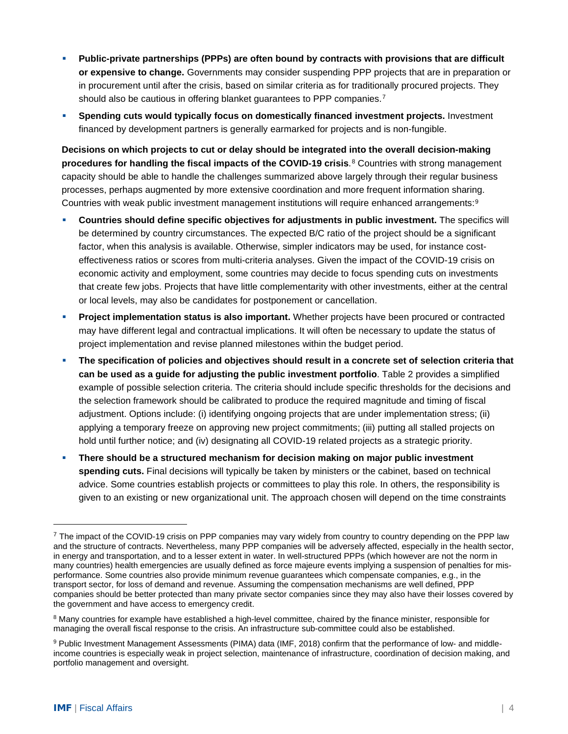- **Public-private partnerships (PPPs) are often bound by contracts with provisions that are difficult or expensive to change.** Governments may consider suspending PPP projects that are in preparation or in procurement until after the crisis, based on similar criteria as for traditionally procured projects. They should also be cautious in offering blanket guarantees to PPP companies.[7]
- **Spending cuts would typically focus on domestically financed investment projects.** Investment financed by development partners is generally earmarked for projects and is non-fungible.

**Decisions on which projects to cut or delay should be integrated into the overall decision-making procedures for handling the fiscal impacts of the COVID-19 crisis**.[8] Countries with strong management capacity should be able to handle the challenges summarized above largely through their regular business processes, perhaps augmented by more extensive coordination and more frequent information sharing. Countries with weak public investment management institutions will require enhanced arrangements:[9]

- **Countries should define specific objectives for adjustments in public investment.** The specifics will be determined by country circumstances. The expected B/C ratio of the project should be a significant factor, when this analysis is available. Otherwise, simpler indicators may be used, for instance cost-effectiveness ratios or scores from multi-criteria analyses. Given the impact of the COVID-19 crisis on economic activity and employment, some countries may decide to focus spending cuts on investments that create few jobs. Projects that have little complementarity with other investments, either at the central or local levels, may also be candidates for postponement or cancellation.
- **Project implementation status is also important.** Whether projects have been procured or contracted may have different legal and contractual implications. It will often be necessary to update the status of project implementation and revise planned milestones within the budget period.
- **The specification of policies and objectives should result in a concrete set of selection criteria that can be used as a guide for adjusting the public investment portfolio**. Table 2 provides a simplified example of possible selection criteria. The criteria should include specific thresholds for the decisions and the selection framework should be calibrated to produce the required magnitude and timing of fiscal adjustment. Options include: (i) identifying ongoing projects that are under implementation stress; (ii) applying a temporary freeze on approving new project commitments; (iii) putting all stalled projects on hold until further notice; and (iv) designating all COVID-19 related projects as a strategic priority.
- **There should be a structured mechanism for decision making on major public investment spending cuts.** Final decisions will typically be taken by ministers or the cabinet, based on technical advice. Some countries establish projects or committees to play this role. In others, the responsibility is given to an existing or new organizational unit. The approach chosen will depend on the time constraints

---

[7] The impact of the COVID-19 crisis on PPP companies may vary widely from country to country depending on the PPP law and the structure of contracts. Nevertheless, many PPP companies will be adversely affected, especially in the health sector, in energy and transportation, and to a lesser extent in water. In well-structured PPPs (which however are not the norm in many countries) health emergencies are usually defined as force majeure events implying a suspension of penalties for mis-performance. Some countries also provide minimum revenue guarantees which compensate companies, e.g., in the transport sector, for loss of demand and revenue. Assuming the compensation mechanisms are well defined, PPP companies should be better protected than many private sector companies since they may also have their losses covered by the government and have access to emergency credit.

[8] Many countries for example have established a high-level committee, chaired by the finance minister, responsible for managing the overall fiscal response to the crisis. An infrastructure sub-committee could also be established.

[9] Public Investment Management Assessments (PIMA) data (IMF, 2018) confirm that the performance of low- and middle-income countries is especially weak in project selection, maintenance of infrastructure, coordination of decision making, and portfolio management and oversight.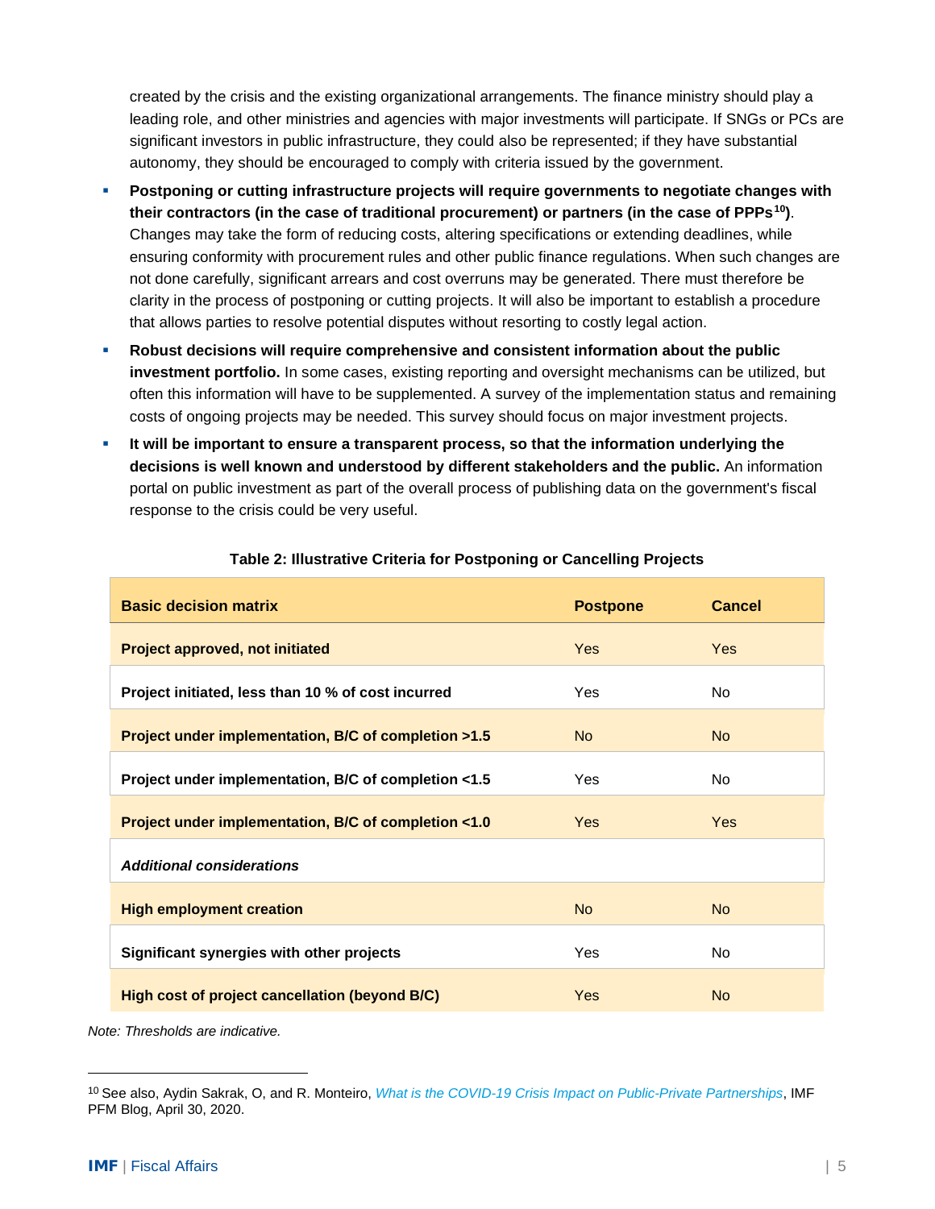created by the crisis and the existing organizational arrangements. The finance ministry should play a leading role, and other ministries and agencies with major investments will participate. If SNGs or PCs are significant investors in public infrastructure, they could also be represented; if they have substantial autonomy, they should be encouraged to comply with criteria issued by the government.

- **Postponing or cutting infrastructure projects will require governments to negotiate changes with their contractors (in the case of traditional procurement) or partners (in the case of PPPs[10])**. Changes may take the form of reducing costs, altering specifications or extending deadlines, while ensuring conformity with procurement rules and other public finance regulations. When such changes are not done carefully, significant arrears and cost overruns may be generated. There must therefore be clarity in the process of postponing or cutting projects. It will also be important to establish a procedure that allows parties to resolve potential disputes without resorting to costly legal action.
- **Robust decisions will require comprehensive and consistent information about the public investment portfolio.** In some cases, existing reporting and oversight mechanisms can be utilized, but often this information will have to be supplemented. A survey of the implementation status and remaining costs of ongoing projects may be needed. This survey should focus on major investment projects.
- **It will be important to ensure a transparent process, so that the information underlying the decisions is well known and understood by different stakeholders and the public.** An information portal on public investment as part of the overall process of publishing data on the government's fiscal response to the crisis could be very useful.

**Table 2: Illustrative Criteria for Postponing or Cancelling Projects**

| Basic decision matrix | Postpone | Cancel |
|---|---|---|
| **Project approved, not initiated** | Yes | Yes |
| **Project initiated, less than 10 % of cost incurred** | Yes | No |
| **Project under implementation, B/C of completion >1.5** | No | No |
| **Project under implementation, B/C of completion <1.5** | Yes | No |
| **Project under implementation, B/C of completion <1.0** | Yes | Yes |
| ***Additional considerations*** | | |
| **High employment creation** | No | No |
| **Significant synergies with other projects** | Yes | No |
| **High cost of project cancellation (beyond B/C)** | Yes | No |

*Note: Thresholds are indicative.*

[10] See also, Aydin Sakrak, O, and R. Monteiro, *What is the COVID-19 Crisis Impact on Public-Private Partnerships*, IMF PFM Blog, April 30, 2020.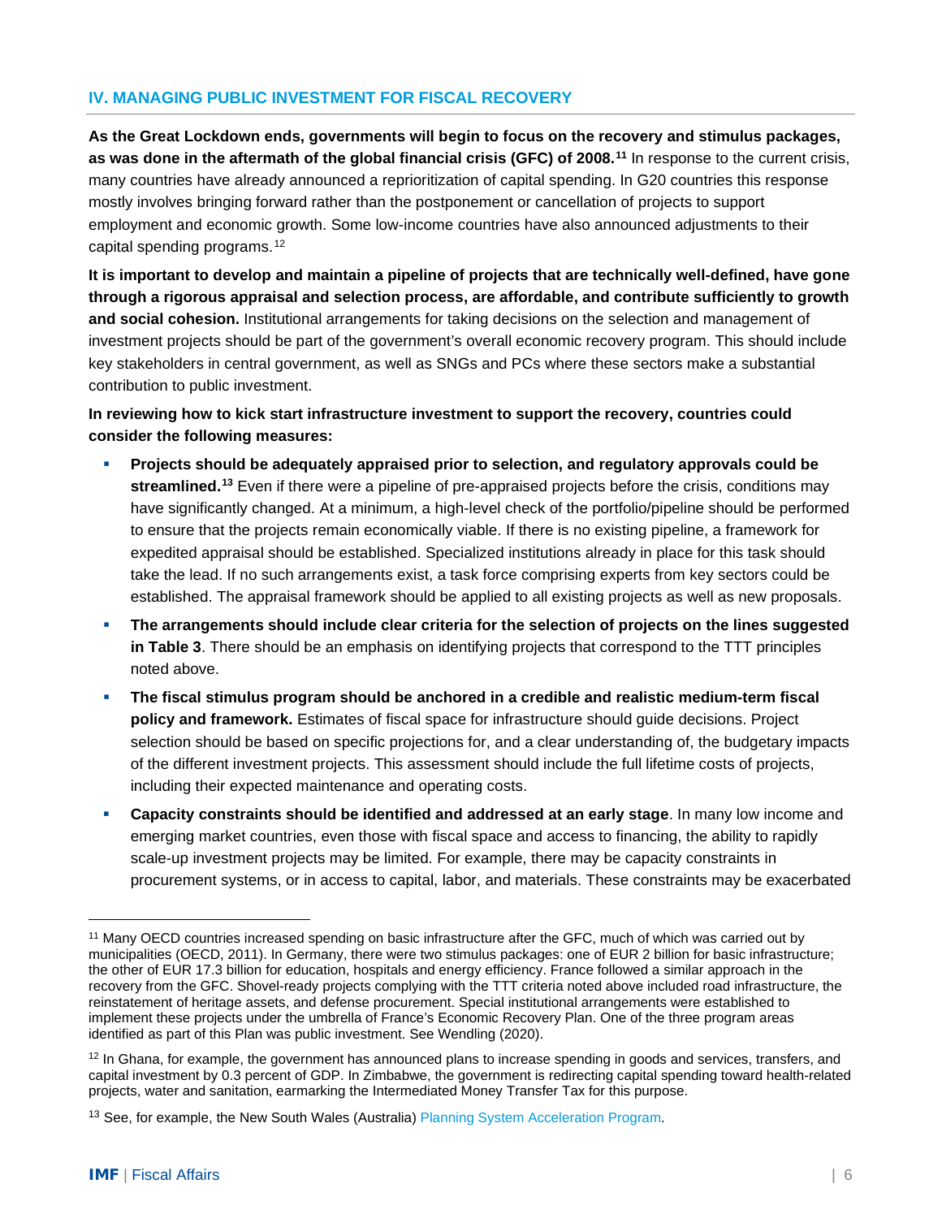## IV. MANAGING PUBLIC INVESTMENT FOR FISCAL RECOVERY

**As the Great Lockdown ends, governments will begin to focus on the recovery and stimulus packages, as was done in the aftermath of the global financial crisis (GFC) of 2008.[11]** In response to the current crisis, many countries have already announced a reprioritization of capital spending. In G20 countries this response mostly involves bringing forward rather than the postponement or cancellation of projects to support employment and economic growth. Some low-income countries have also announced adjustments to their capital spending programs.[12]

**It is important to develop and maintain a pipeline of projects that are technically well-defined, have gone through a rigorous appraisal and selection process, are affordable, and contribute sufficiently to growth and social cohesion.** Institutional arrangements for taking decisions on the selection and management of investment projects should be part of the government's overall economic recovery program. This should include key stakeholders in central government, as well as SNGs and PCs where these sectors make a substantial contribution to public investment.

**In reviewing how to kick start infrastructure investment to support the recovery, countries could consider the following measures:**

- **Projects should be adequately appraised prior to selection, and regulatory approvals could be streamlined.[13]** Even if there were a pipeline of pre-appraised projects before the crisis, conditions may have significantly changed. At a minimum, a high-level check of the portfolio/pipeline should be performed to ensure that the projects remain economically viable. If there is no existing pipeline, a framework for expedited appraisal should be established. Specialized institutions already in place for this task should take the lead. If no such arrangements exist, a task force comprising experts from key sectors could be established. The appraisal framework should be applied to all existing projects as well as new proposals.
- **The arrangements should include clear criteria for the selection of projects on the lines suggested in Table 3**. There should be an emphasis on identifying projects that correspond to the TTT principles noted above.
- **The fiscal stimulus program should be anchored in a credible and realistic medium-term fiscal policy and framework.** Estimates of fiscal space for infrastructure should guide decisions. Project selection should be based on specific projections for, and a clear understanding of, the budgetary impacts of the different investment projects. This assessment should include the full lifetime costs of projects, including their expected maintenance and operating costs.
- **Capacity constraints should be identified and addressed at an early stage**. In many low income and emerging market countries, even those with fiscal space and access to financing, the ability to rapidly scale-up investment projects may be limited. For example, there may be capacity constraints in procurement systems, or in access to capital, labor, and materials. These constraints may be exacerbated

---

[11] Many OECD countries increased spending on basic infrastructure after the GFC, much of which was carried out by municipalities (OECD, 2011). In Germany, there were two stimulus packages: one of EUR 2 billion for basic infrastructure; the other of EUR 17.3 billion for education, hospitals and energy efficiency. France followed a similar approach in the recovery from the GFC. Shovel-ready projects complying with the TTT criteria noted above included road infrastructure, the reinstatement of heritage assets, and defense procurement. Special institutional arrangements were established to implement these projects under the umbrella of France's Economic Recovery Plan. One of the three program areas identified as part of this Plan was public investment. See Wendling (2020).

[12] In Ghana, for example, the government has announced plans to increase spending in goods and services, transfers, and capital investment by 0.3 percent of GDP. In Zimbabwe, the government is redirecting capital spending toward health-related projects, water and sanitation, earmarking the Intermediated Money Transfer Tax for this purpose.

[13] See, for example, the New South Wales (Australia) Planning System Acceleration Program.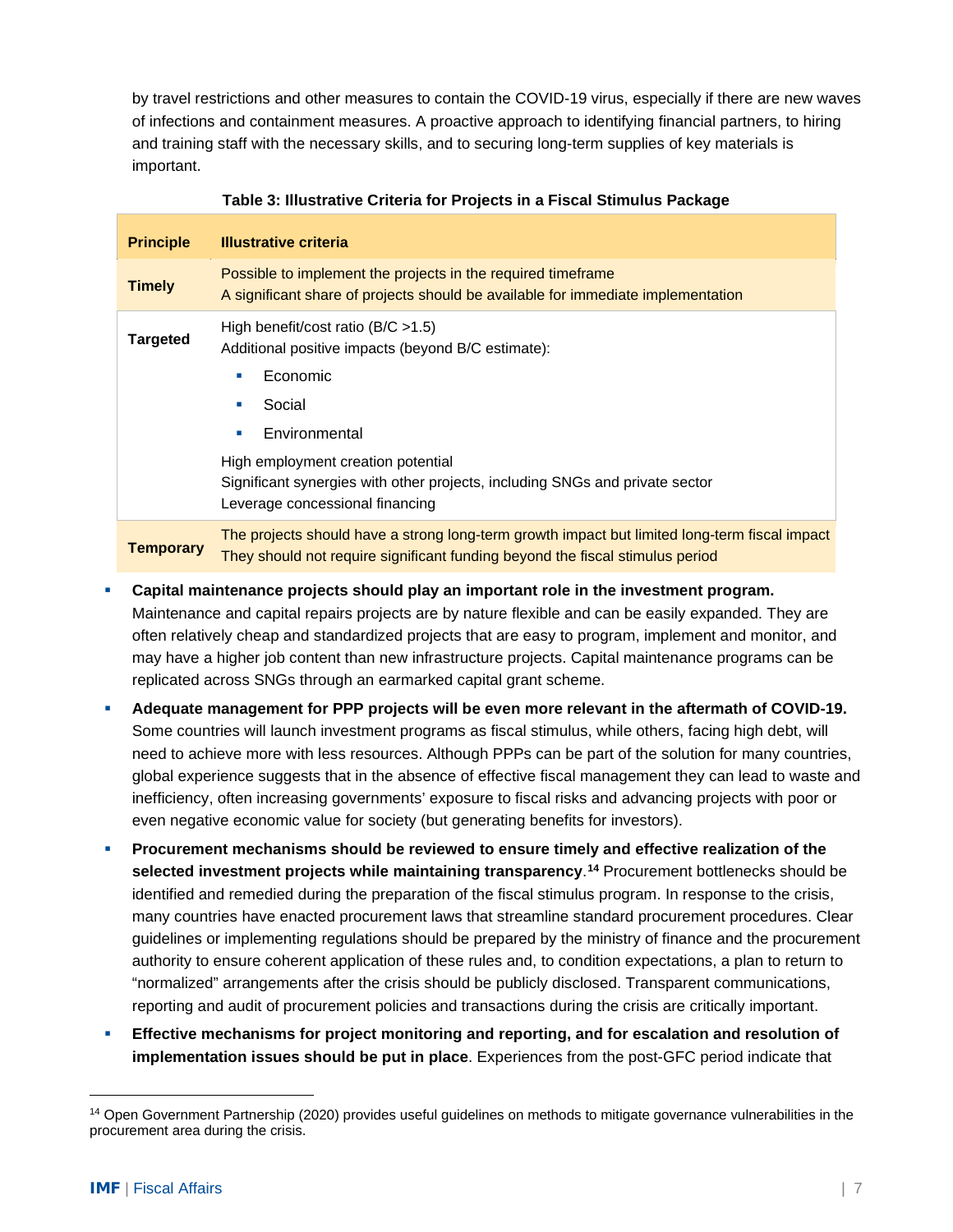by travel restrictions and other measures to contain the COVID-19 virus, especially if there are new waves of infections and containment measures. A proactive approach to identifying financial partners, to hiring and training staff with the necessary skills, and to securing long-term supplies of key materials is important.

**Table 3: Illustrative Criteria for Projects in a Fiscal Stimulus Package**

| Principle | Illustrative criteria |
| --- | --- |
| **Timely** | Possible to implement the projects in the required timeframe<br>A significant share of projects should be available for immediate implementation |
| **Targeted** | High benefit/cost ratio (B/C >1.5)<br>Additional positive impacts (beyond B/C estimate):<br>▪ Economic<br>▪ Social<br>▪ Environmental<br>High employment creation potential<br>Significant synergies with other projects, including SNGs and private sector<br>Leverage concessional financing |
| **Temporary** | The projects should have a strong long-term growth impact but limited long-term fiscal impact<br>They should not require significant funding beyond the fiscal stimulus period |

- **Capital maintenance projects should play an important role in the investment program.** Maintenance and capital repairs projects are by nature flexible and can be easily expanded. They are often relatively cheap and standardized projects that are easy to program, implement and monitor, and may have a higher job content than new infrastructure projects. Capital maintenance programs can be replicated across SNGs through an earmarked capital grant scheme.
- **Adequate management for PPP projects will be even more relevant in the aftermath of COVID-19.** Some countries will launch investment programs as fiscal stimulus, while others, facing high debt, will need to achieve more with less resources. Although PPPs can be part of the solution for many countries, global experience suggests that in the absence of effective fiscal management they can lead to waste and inefficiency, often increasing governments' exposure to fiscal risks and advancing projects with poor or even negative economic value for society (but generating benefits for investors).
- **Procurement mechanisms should be reviewed to ensure timely and effective realization of the selected investment projects while maintaining transparency**.[14] Procurement bottlenecks should be identified and remedied during the preparation of the fiscal stimulus program. In response to the crisis, many countries have enacted procurement laws that streamline standard procurement procedures. Clear guidelines or implementing regulations should be prepared by the ministry of finance and the procurement authority to ensure coherent application of these rules and, to condition expectations, a plan to return to "normalized" arrangements after the crisis should be publicly disclosed. Transparent communications, reporting and audit of procurement policies and transactions during the crisis are critically important.
- **Effective mechanisms for project monitoring and reporting, and for escalation and resolution of implementation issues should be put in place**. Experiences from the post-GFC period indicate that

[14] Open Government Partnership (2020) provides useful guidelines on methods to mitigate governance vulnerabilities in the procurement area during the crisis.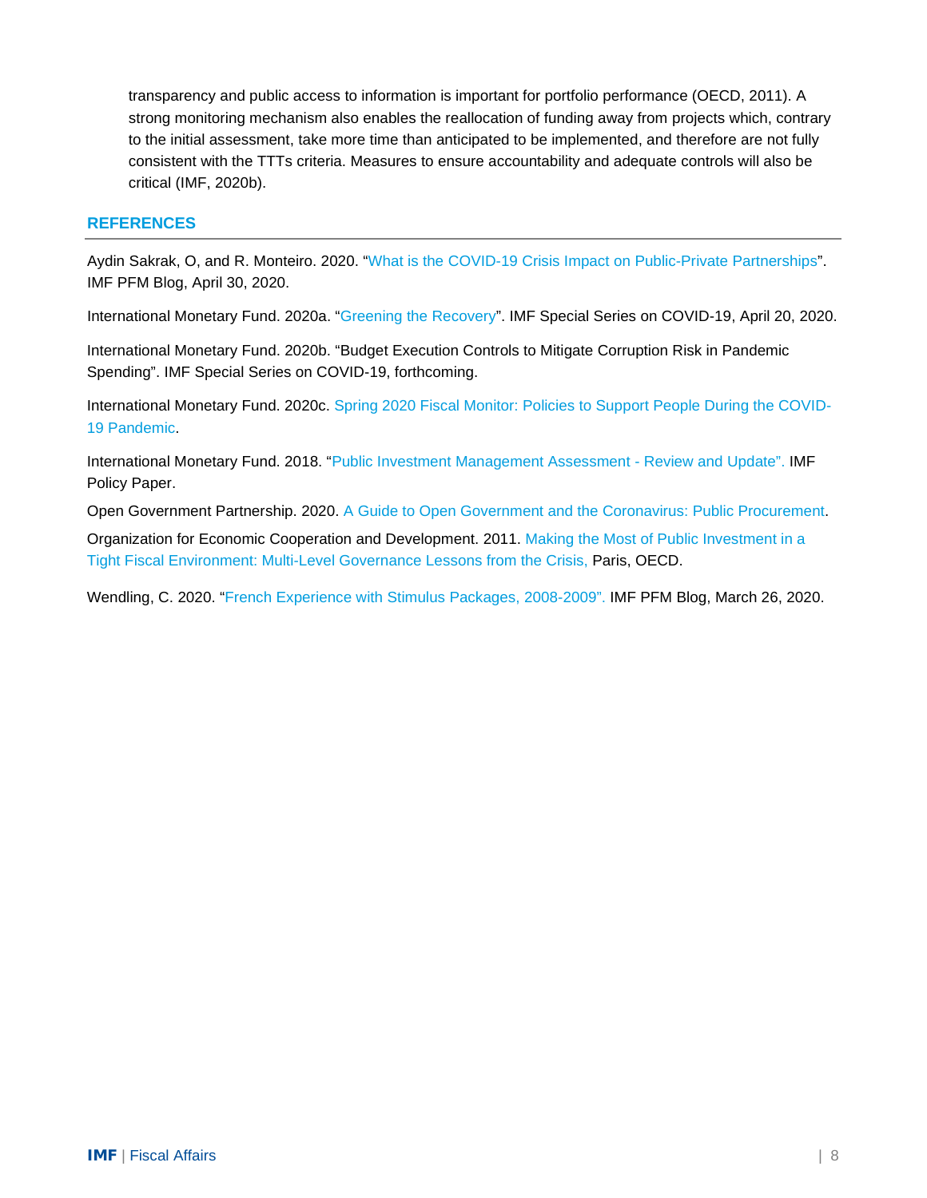transparency and public access to information is important for portfolio performance (OECD, 2011). A strong monitoring mechanism also enables the reallocation of funding away from projects which, contrary to the initial assessment, take more time than anticipated to be implemented, and therefore are not fully consistent with the TTTs criteria. Measures to ensure accountability and adequate controls will also be critical (IMF, 2020b).

## REFERENCES

Aydin Sakrak, O, and R. Monteiro. 2020. "What is the COVID-19 Crisis Impact on Public-Private Partnerships". IMF PFM Blog, April 30, 2020.

International Monetary Fund. 2020a. "Greening the Recovery". IMF Special Series on COVID-19, April 20, 2020.

International Monetary Fund. 2020b. "Budget Execution Controls to Mitigate Corruption Risk in Pandemic Spending". IMF Special Series on COVID-19, forthcoming.

International Monetary Fund. 2020c. Spring 2020 Fiscal Monitor: Policies to Support People During the COVID-19 Pandemic.

International Monetary Fund. 2018. "Public Investment Management Assessment - Review and Update". IMF Policy Paper.

Open Government Partnership. 2020. A Guide to Open Government and the Coronavirus: Public Procurement.

Organization for Economic Cooperation and Development. 2011. Making the Most of Public Investment in a Tight Fiscal Environment: Multi-Level Governance Lessons from the Crisis, Paris, OECD.

Wendling, C. 2020. "French Experience with Stimulus Packages, 2008-2009". IMF PFM Blog, March 26, 2020.